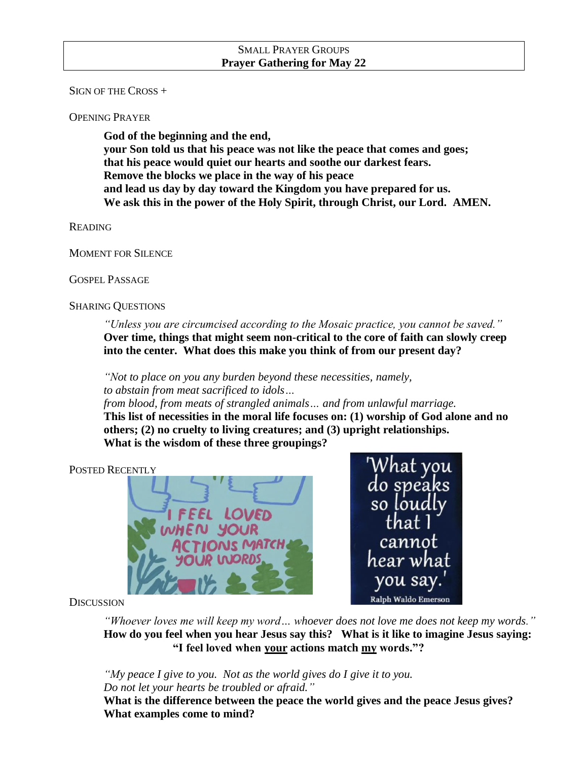## Small Prayer Groups
## Prayer Gathering for May 22

Sign of the Cross +

Opening Prayer

> **God of the beginning and the end,**
> **your Son told us that his peace was not like the peace that comes and goes;**
> **that his peace would quiet our hearts and soothe our darkest fears.**
> **Remove the blocks we place in the way of his peace**
> **and lead us day by day toward the Kingdom you have prepared for us.**
> **We ask this in the power of the Holy Spirit, through Christ, our Lord. AMEN.**

Reading

Moment for Silence

Gospel Passage

Sharing Questions

> *"Unless you are circumcised according to the Mosaic practice, you cannot be saved."*
> **Over time, things that might seem non-critical to the core of faith can slowly creep into the center. What does this make you think of from our present day?**

> *"Not to place on you any burden beyond these necessities, namely,*
> *to abstain from meat sacrificed to idols…*
> *from blood, from meats of strangled animals… and from unlawful marriage.*
> **This list of necessities in the moral life focuses on: (1) worship of God alone and no others; (2) no cruelty to living creatures; and (3) upright relationships.**
> **What is the wisdom of these three groupings?**

Posted Recently

Discussion

> *"Whoever loves me will keep my word… whoever does not love me does not keep my words."*
> **How do you feel when you hear Jesus say this? What is it like to imagine Jesus saying: "I feel loved when <u>your</u> actions match <u>my</u> words."?**

> *"My peace I give to you. Not as the world gives do I give it to you.*
> *Do not let your hearts be troubled or afraid."*
> **What is the difference between the peace the world gives and the peace Jesus gives?**
> **What examples come to mind?**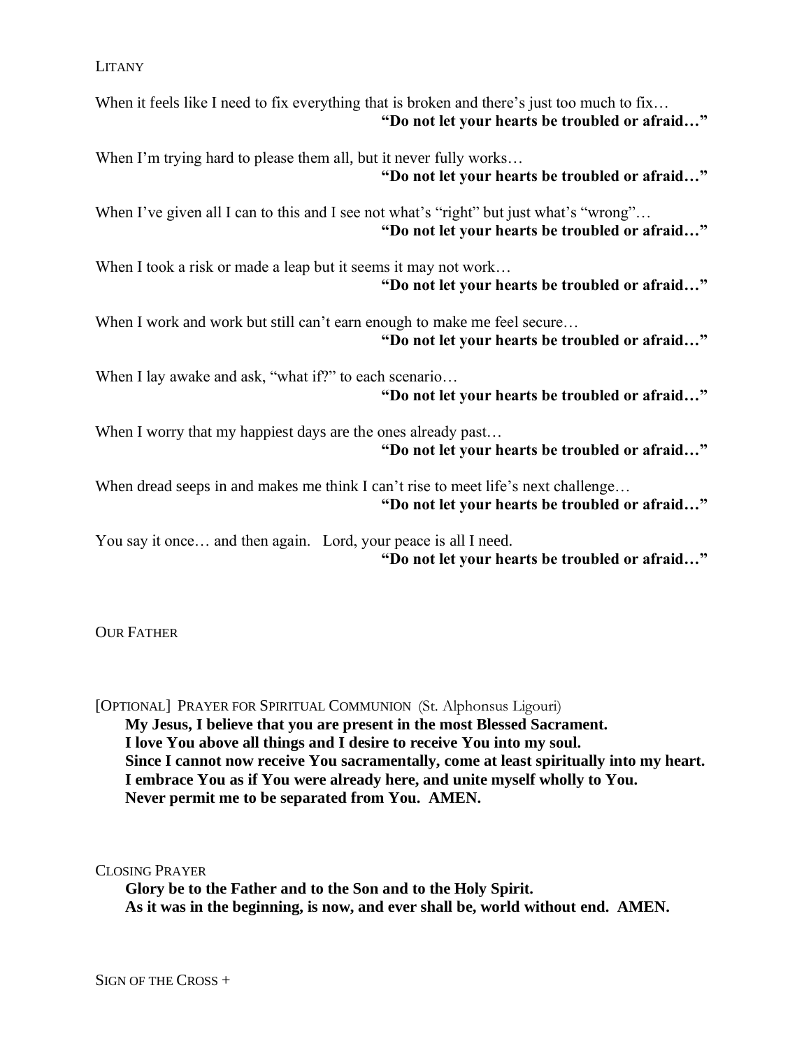## LITANY

When it feels like I need to fix everything that is broken and there's just too much to fix…
**"Do not let your hearts be troubled or afraid…"**

When I'm trying hard to please them all, but it never fully works…
**"Do not let your hearts be troubled or afraid…"**

When I've given all I can to this and I see not what's "right" but just what's "wrong"…
**"Do not let your hearts be troubled or afraid…"**

When I took a risk or made a leap but it seems it may not work…
**"Do not let your hearts be troubled or afraid…"**

When I work and work but still can't earn enough to make me feel secure…
**"Do not let your hearts be troubled or afraid…"**

When I lay awake and ask, "what if?" to each scenario…
**"Do not let your hearts be troubled or afraid…"**

When I worry that my happiest days are the ones already past…
**"Do not let your hearts be troubled or afraid…"**

When dread seeps in and makes me think I can't rise to meet life's next challenge…
**"Do not let your hearts be troubled or afraid…"**

You say it once… and then again. Lord, your peace is all I need.
**"Do not let your hearts be troubled or afraid…"**

## OUR FATHER

## [OPTIONAL] PRAYER FOR SPIRITUAL COMMUNION (St. Alphonsus Ligouri)

**My Jesus, I believe that you are present in the most Blessed Sacrament.**
**I love You above all things and I desire to receive You into my soul.**
**Since I cannot now receive You sacramentally, come at least spiritually into my heart.**
**I embrace You as if You were already here, and unite myself wholly to You.**
**Never permit me to be separated from You. AMEN.**

## CLOSING PRAYER

**Glory be to the Father and to the Son and to the Holy Spirit.**
**As it was in the beginning, is now, and ever shall be, world without end. AMEN.**

## SIGN OF THE CROSS +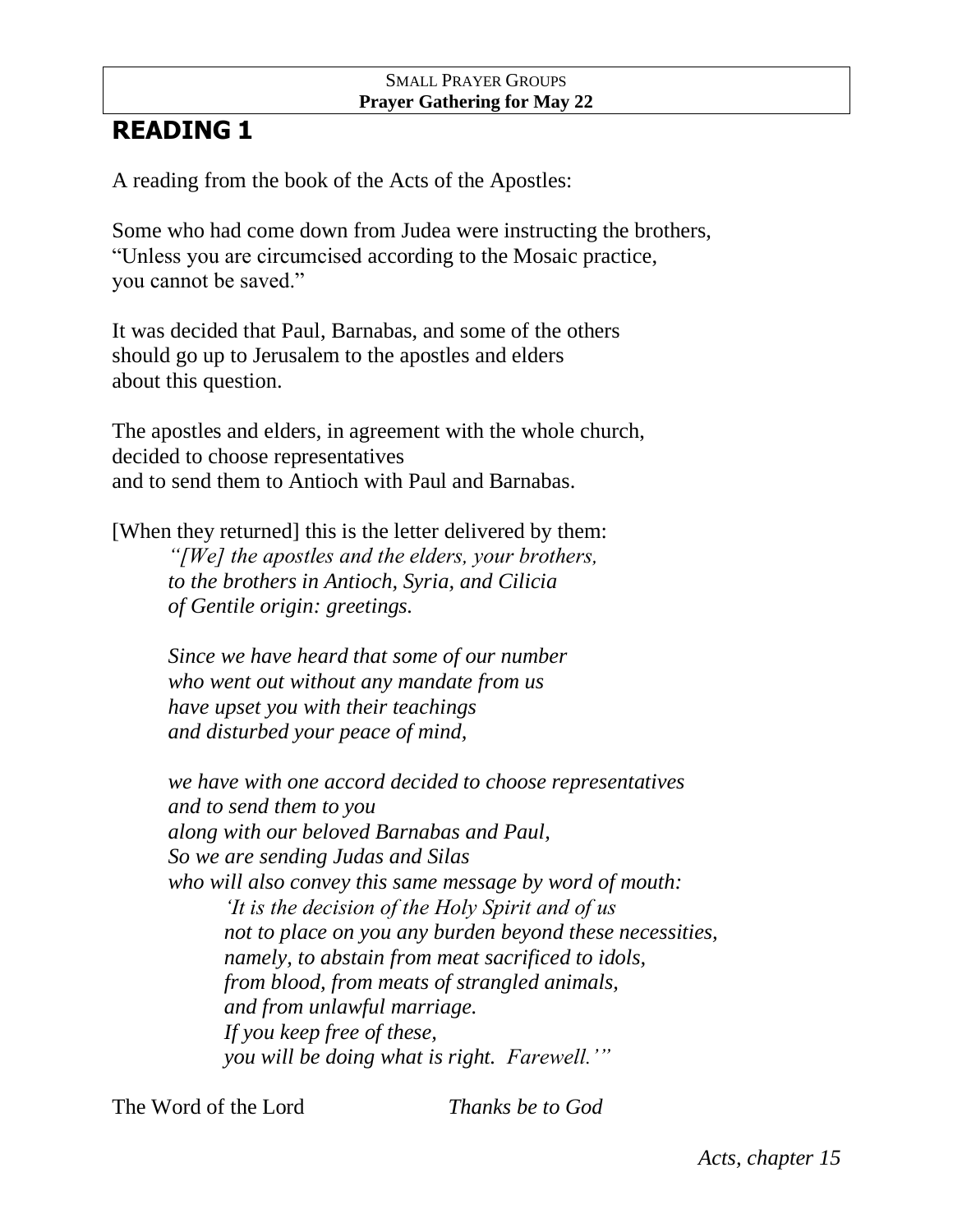# READING 1

A reading from the book of the Acts of the Apostles:

Some who had come down from Judea were instructing the brothers,
"Unless you are circumcised according to the Mosaic practice,
you cannot be saved."

It was decided that Paul, Barnabas, and some of the others
should go up to Jerusalem to the apostles and elders
about this question.

The apostles and elders, in agreement with the whole church,
decided to choose representatives
and to send them to Antioch with Paul and Barnabas.

[When they returned] this is the letter delivered by them:

> *"[We] the apostles and the elders, your brothers,*
> *to the brothers in Antioch, Syria, and Cilicia*
> *of Gentile origin: greetings.*
>
> *Since we have heard that some of our number*
> *who went out without any mandate from us*
> *have upset you with their teachings*
> *and disturbed your peace of mind,*
>
> *we have with one accord decided to choose representatives*
> *and to send them to you*
> *along with our beloved Barnabas and Paul,*
> *So we are sending Judas and Silas*
> *who will also convey this same message by word of mouth:*
>
> > *'It is the decision of the Holy Spirit and of us*
> > *not to place on you any burden beyond these necessities,*
> > *namely, to abstain from meat sacrificed to idols,*
> > *from blood, from meats of strangled animals,*
> > *and from unlawful marriage.*
> > *If you keep free of these,*
> > *you will be doing what is right. Farewell.'"*

The Word of the Lord *Thanks be to God*

*Acts, chapter 15*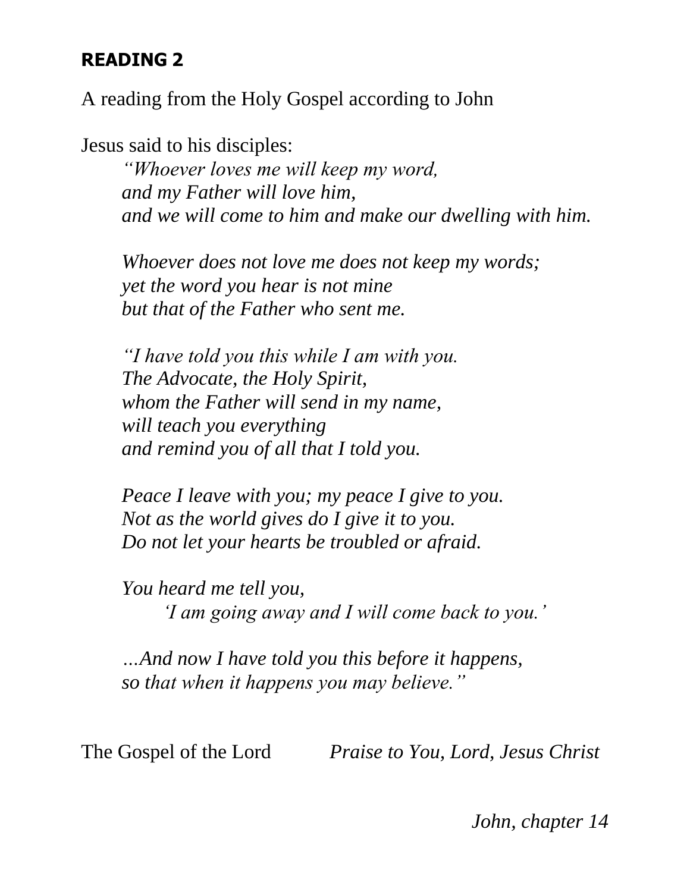**READING 2**

A reading from the Holy Gospel according to John

Jesus said to his disciples:

*"Whoever loves me will keep my word,*
*and my Father will love him,*
*and we will come to him and make our dwelling with him.*

*Whoever does not love me does not keep my words;*
*yet the word you hear is not mine*
*but that of the Father who sent me.*

*"I have told you this while I am with you.*
*The Advocate, the Holy Spirit,*
*whom the Father will send in my name,*
*will teach you everything*
*and remind you of all that I told you.*

*Peace I leave with you; my peace I give to you.*
*Not as the world gives do I give it to you.*
*Do not let your hearts be troubled or afraid.*

*You heard me tell you,*
*'I am going away and I will come back to you.'*

*...And now I have told you this before it happens,*
*so that when it happens you may believe."*

The Gospel of the Lord *Praise to You, Lord, Jesus Christ*

*John, chapter 14*